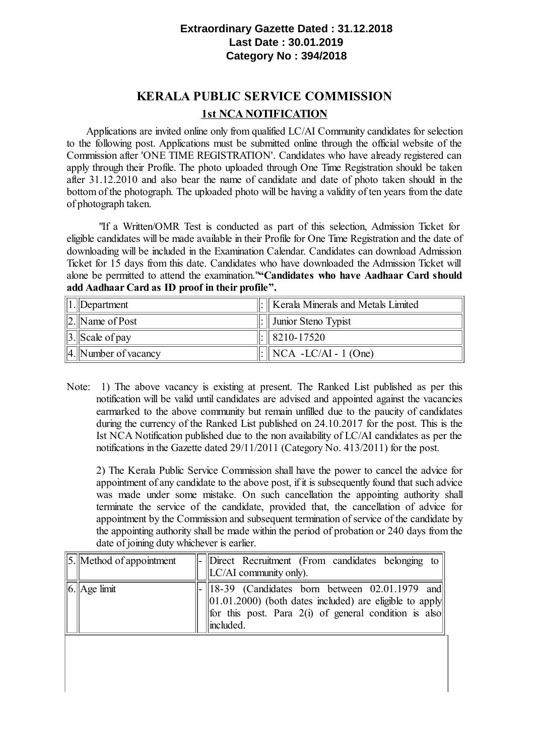**Extraordinary Gazette Dated : 31.12.2018**
**Last Date : 30.01.2019**
**Category No : 394/2018**

# KERALA PUBLIC SERVICE COMMISSION

## 1st NCA NOTIFICATION

Applications are invited online only from qualified LC/AI Community candidates for selection to the following post. Applications must be submitted online through the official website of the Commission after 'ONE TIME REGISTRATION'. Candidates who have already registered can apply through their Profile. The photo uploaded through One Time Registration should be taken after 31.12.2010 and also bear the name of candidate and date of photo taken should in the bottom of the photograph. The uploaded photo will be having a validity of ten years from the date of photograph taken.

"If a Written/OMR Test is conducted as part of this selection, Admission Ticket for eligible candidates will be made available in their Profile for One Time Registration and the date of downloading will be included in the Examination Calendar. Candidates can download Admission Ticket for 15 days from this date. Candidates who have downloaded the Admission Ticket will alone be permitted to attend the examination."**"Candidates who have Aadhaar Card should add Aadhaar Card as ID proof in their profile".**

| | | | |
|---|---|---|---|
| 1. | Department | : | Kerala Minerals and Metals Limited |
| 2. | Name of Post | : | Junior Steno Typist |
| 3. | Scale of pay | : | 8210-17520 |
| 4. | Number of vacancy | : | NCA -LC/AI - 1 (One) |

Note: 1) The above vacancy is existing at present. The Ranked List published as per this notification will be valid until candidates are advised and appointed against the vacancies earmarked to the above community but remain unfilled due to the paucity of candidates during the currency of the Ranked List published on 24.10.2017 for the post. This is the Ist NCA Notification published due to the non availability of LC/AI candidates as per the notifications in the Gazette dated 29/11/2011 (Category No. 413/2011) for the post.

2) The Kerala Public Service Commission shall have the power to cancel the advice for appointment of any candidate to the above post, if it is subsequently found that such advice was made under some mistake. On such cancellation the appointing authority shall terminate the service of the candidate, provided that, the cancellation of advice for appointment by the Commission and subsequent termination of service of the candidate by the appointing authority shall be made within the period of probation or 240 days from the date of joining duty whichever is earlier.

| | | | |
|---|---|---|---|
| 5. | Method of appointment | - | Direct Recruitment (From candidates belonging to LC/AI community only). |
| 6. | Age limit | - | 18-39 (Candidates born between 02.01.1979 and 01.01.2000) (both dates included) are eligible to apply for this post. Para 2(i) of general condition is also included. |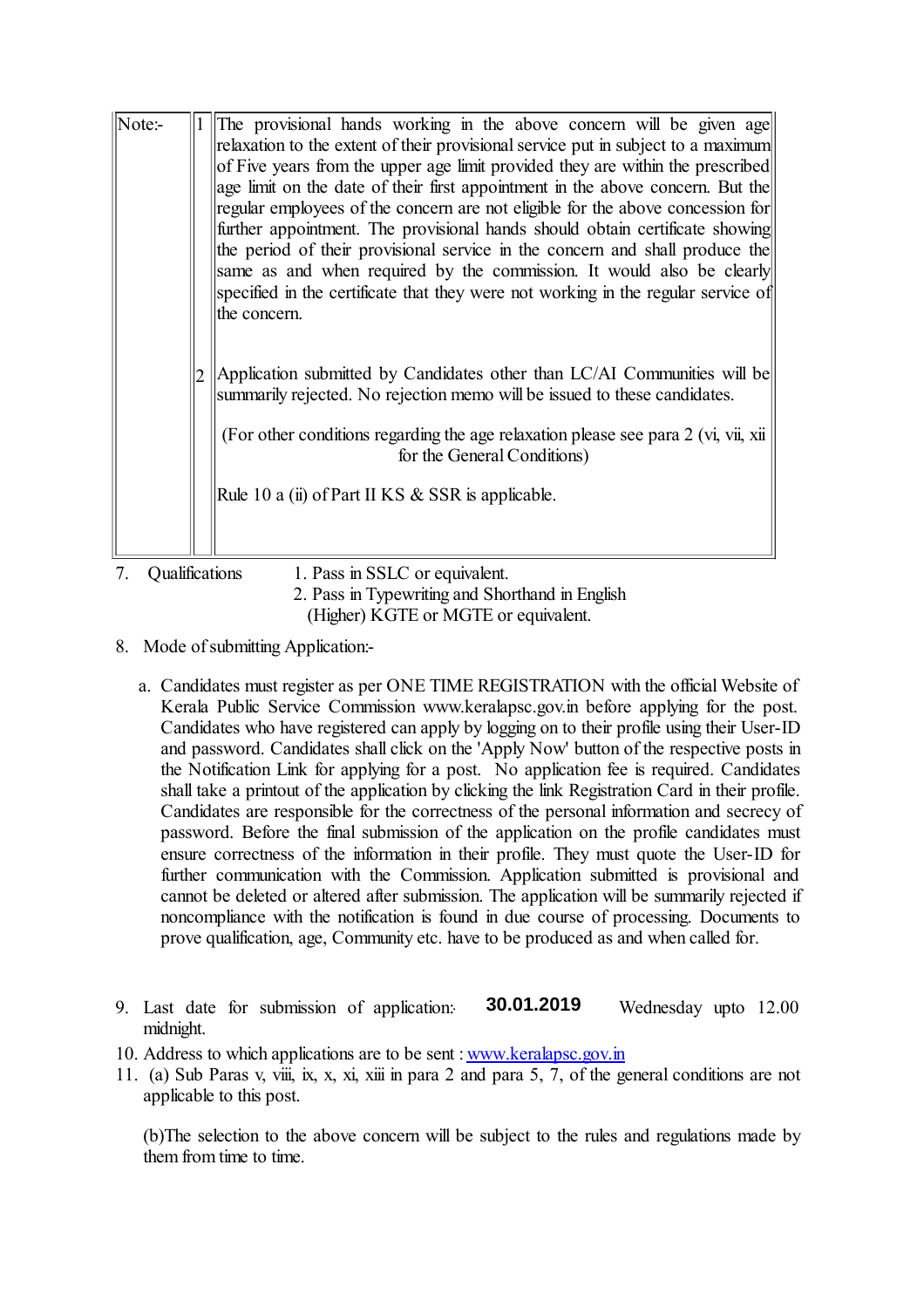| Note:- | 1 | The provisional hands working in the above concern will be given age relaxation to the extent of their provisional service put in subject to a maximum of Five years from the upper age limit provided they are within the prescribed age limit on the date of their first appointment in the above concern. But the regular employees of the concern are not eligible for the above concession for further appointment. The provisional hands should obtain certificate showing the period of their provisional service in the concern and shall produce the same as and when required by the commission. It would also be clearly specified in the certificate that they were not working in the regular service of the concern. |
|---|---|---|
| | 2 | Application submitted by Candidates other than LC/AI Communities will be summarily rejected. No rejection memo will be issued to these candidates.<br><br>(For other conditions regarding the age relaxation please see para 2 (vi, vii, xii for the General Conditions)<br><br>Rule 10 a (ii) of Part II KS & SSR is applicable. |

7. Qualifications
   1. Pass in SSLC or equivalent.
   2. Pass in Typewriting and Shorthand in English (Higher) KGTE or MGTE or equivalent.

8. Mode of submitting Application:-

   a. Candidates must register as per ONE TIME REGISTRATION with the official Website of Kerala Public Service Commission www.keralapsc.gov.in before applying for the post. Candidates who have registered can apply by logging on to their profile using their User-ID and password. Candidates shall click on the 'Apply Now' button of the respective posts in the Notification Link for applying for a post. No application fee is required. Candidates shall take a printout of the application by clicking the link Registration Card in their profile. Candidates are responsible for the correctness of the personal information and secrecy of password. Before the final submission of the application on the profile candidates must ensure correctness of the information in their profile. They must quote the User-ID for further communication with the Commission. Application submitted is provisional and cannot be deleted or altered after submission. The application will be summarily rejected if noncompliance with the notification is found in due course of processing. Documents to prove qualification, age, Community etc. have to be produced as and when called for.

9. Last date for submission of application: **30.01.2019** Wednesday upto 12.00 midnight.
10. Address to which applications are to be sent : www.keralapsc.gov.in
11. (a) Sub Paras v, viii, ix, x, xi, xiii in para 2 and para 5, 7, of the general conditions are not applicable to this post.

    (b)The selection to the above concern will be subject to the rules and regulations made by them from time to time.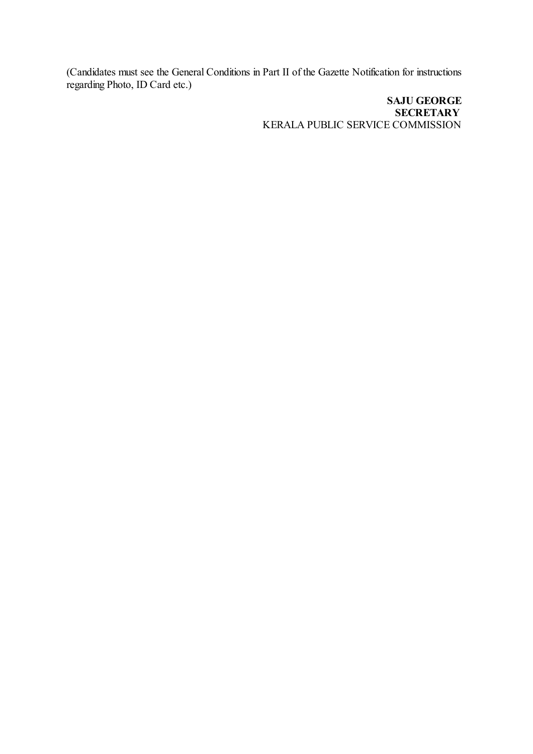(Candidates must see the General Conditions in Part II of the Gazette Notification for instructions regarding Photo, ID Card etc.)

**SAJU GEORGE**
**SECRETARY**
KERALA PUBLIC SERVICE COMMISSION